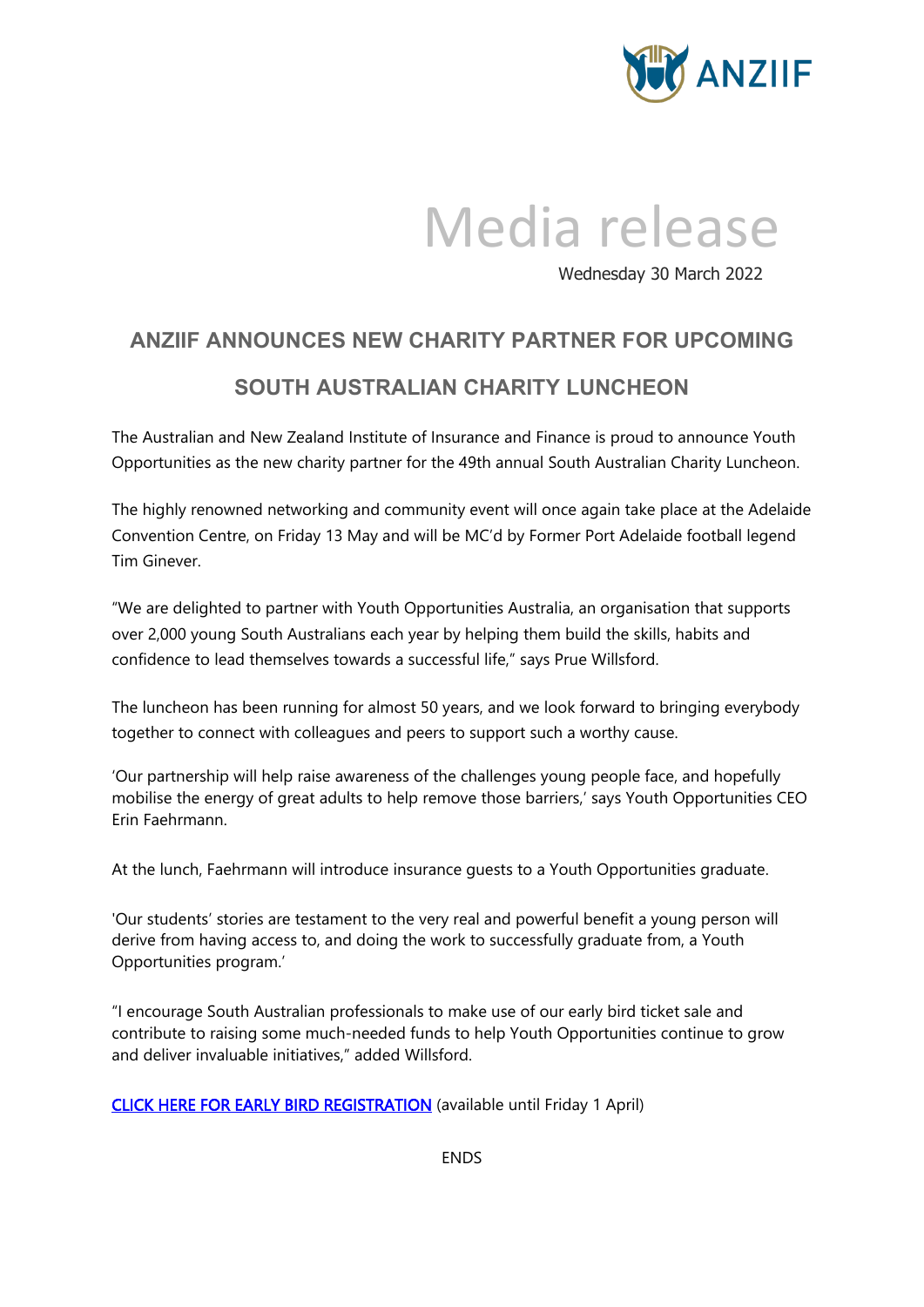ANZIIF

# Media release

Wednesday 30 March 2022

## ANZIIF ANNOUNCES NEW CHARITY PARTNER FOR UPCOMING SOUTH AUSTRALIAN CHARITY LUNCHEON

The Australian and New Zealand Institute of Insurance and Finance is proud to announce Youth Opportunities as the new charity partner for the 49th annual South Australian Charity Luncheon.

The highly renowned networking and community event will once again take place at the Adelaide Convention Centre, on Friday 13 May and will be MC'd by Former Port Adelaide football legend Tim Ginever.

"We are delighted to partner with Youth Opportunities Australia, an organisation that supports over 2,000 young South Australians each year by helping them build the skills, habits and confidence to lead themselves towards a successful life," says Prue Willsford.

The luncheon has been running for almost 50 years, and we look forward to bringing everybody together to connect with colleagues and peers to support such a worthy cause.

'Our partnership will help raise awareness of the challenges young people face, and hopefully mobilise the energy of great adults to help remove those barriers,' says Youth Opportunities CEO Erin Faehrmann.

At the lunch, Faehrmann will introduce insurance guests to a Youth Opportunities graduate.

'Our students' stories are testament to the very real and powerful benefit a young person will derive from having access to, and doing the work to successfully graduate from, a Youth Opportunities program.'

"I encourage South Australian professionals to make use of our early bird ticket sale and contribute to raising some much-needed funds to help Youth Opportunities continue to grow and deliver invaluable initiatives," added Willsford.

CLICK HERE FOR EARLY BIRD REGISTRATION (available until Friday 1 April)

ENDS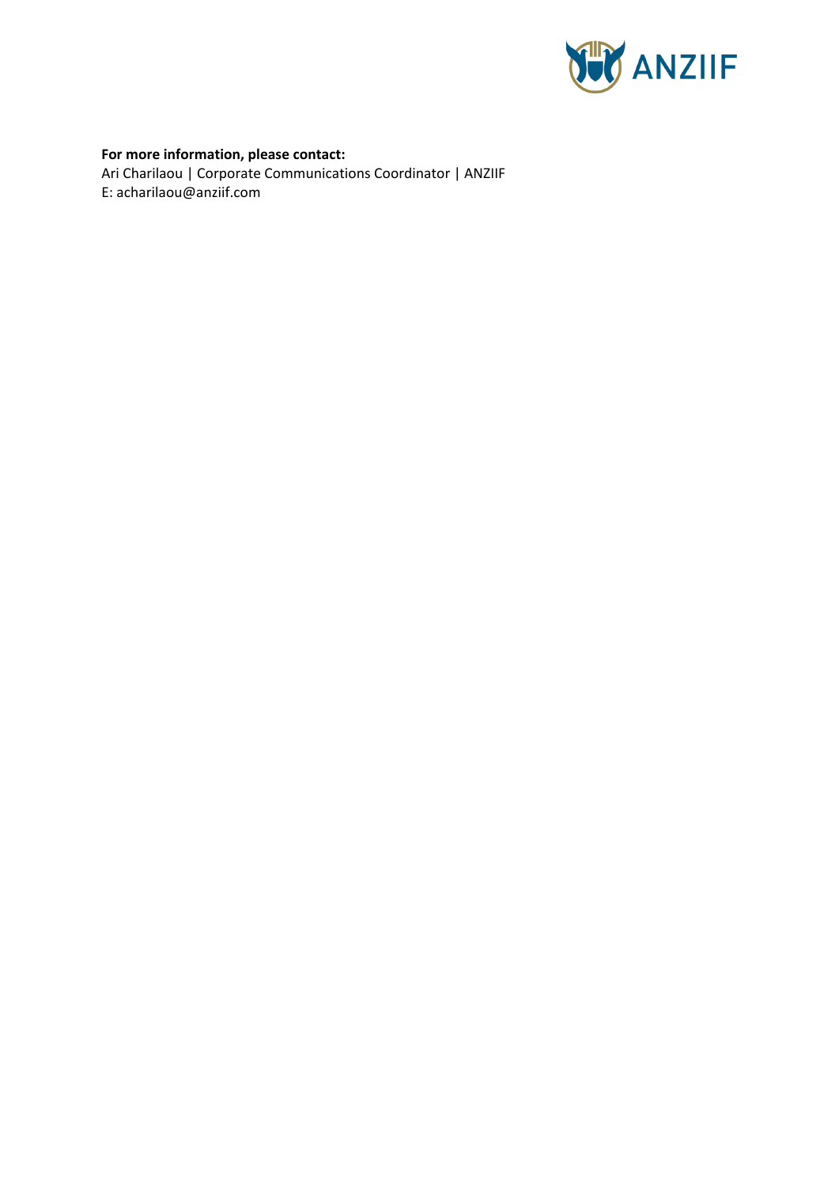**For more information, please contact:**

Ari Charilaou | Corporate Communications Coordinator | ANZIIF
E: acharilaou@anziif.com